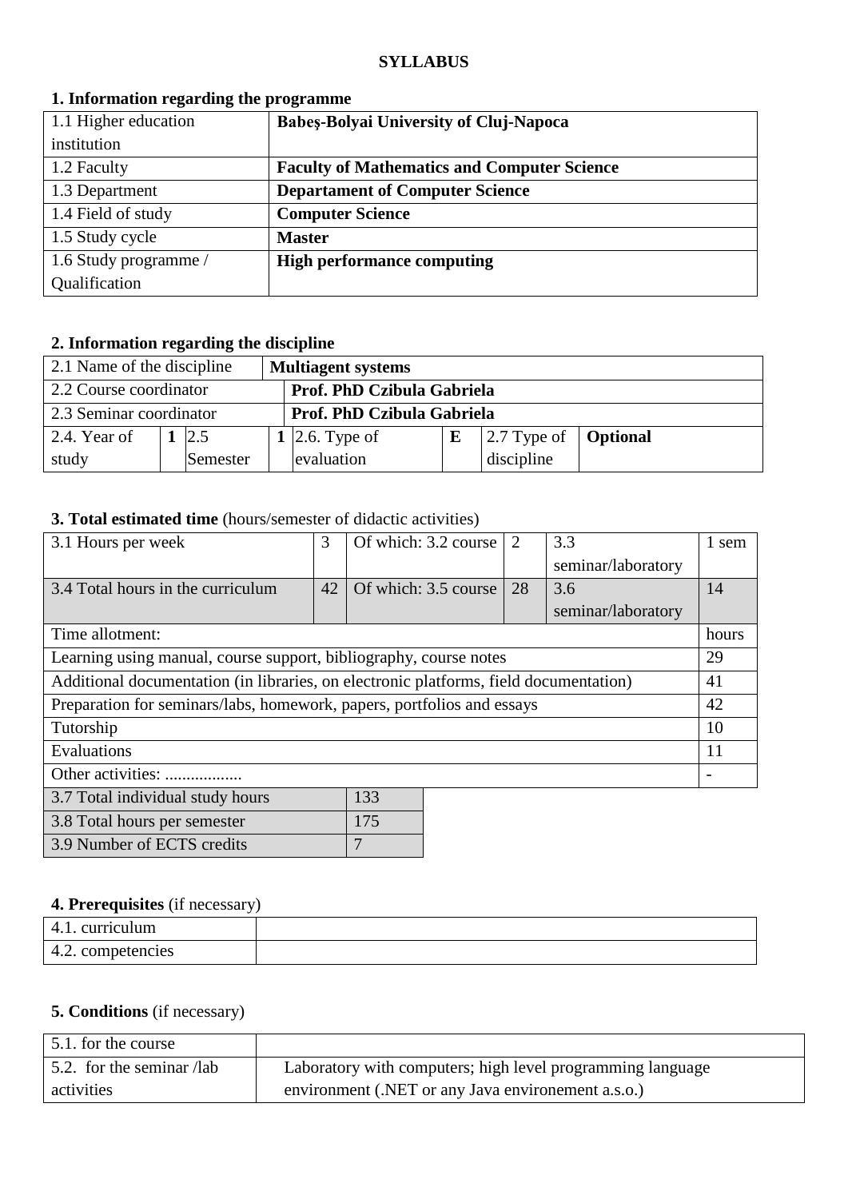**SYLLABUS**

## 1. Information regarding the programme

| | |
|---|---|
| 1.1 Higher education institution | **Babeş-Bolyai University of Cluj-Napoca** |
| 1.2 Faculty | **Faculty of Mathematics and Computer Science** |
| 1.3 Department | **Departament of Computer Science** |
| 1.4 Field of study | **Computer Science** |
| 1.5 Study cycle | **Master** |
| 1.6 Study programme / Qualification | **High performance computing** |

## 2. Information regarding the discipline

| | | | | | | | |
|---|---|---|---|---|---|---|---|
| 2.1 Name of the discipline | **Multiagent systems** | | | | | | |
| 2.2 Course coordinator | **Prof. PhD Czibula Gabriela** | | | | | | |
| 2.3 Seminar coordinator | **Prof. PhD Czibula Gabriela** | | | | | | |
| 2.4. Year of study | **1** | 2.5 Semester | **1** | 2.6. Type of evaluation | **E** | 2.7 Type of discipline | **Optional** |

## 3. Total estimated time (hours/semester of didactic activities)

| | | | | | |
|---|---|---|---|---|---|
| 3.1 Hours per week | 3 | Of which: 3.2 course | 2 | 3.3 seminar/laboratory | 1 sem |
| 3.4 Total hours in the curriculum | 42 | Of which: 3.5 course | 28 | 3.6 seminar/laboratory | 14 |

| Time allotment: | hours |
|---|---|
| Learning using manual, course support, bibliography, course notes | 29 |
| Additional documentation (in libraries, on electronic platforms, field documentation) | 41 |
| Preparation for seminars/labs, homework, papers, portfolios and essays | 42 |
| Tutorship | 10 |
| Evaluations | 11 |
| Other activities: .................. | - |

| | |
|---|---|
| 3.7 Total individual study hours | 133 |
| 3.8 Total hours per semester | 175 |
| 3.9 Number of ECTS credits | 7 |

## 4. Prerequisites (if necessary)

| | |
|---|---|
| 4.1. curriculum | |
| 4.2. competencies | |

## 5. Conditions (if necessary)

| | |
|---|---|
| 5.1. for the course | |
| 5.2. for the seminar /lab activities | Laboratory with computers; high level programming language environment (.NET or any Java environement a.s.o.) |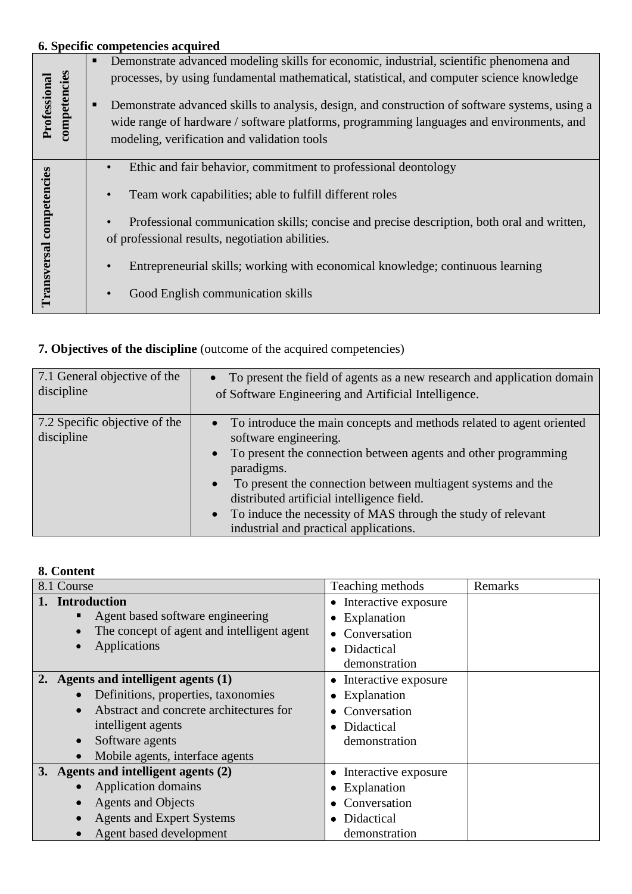**6. Specific competencies acquired**

| | |
|---|---|
| **Professional competencies** | ▪ Demonstrate advanced modeling skills for economic, industrial, scientific phenomena and processes, by using fundamental mathematical, statistical, and computer science knowledge<br>▪ Demonstrate advanced skills to analysis, design, and construction of software systems, using a wide range of hardware / software platforms, programming languages and environments, and modeling, verification and validation tools |
| **Transversal competencies** | • Ethic and fair behavior, commitment to professional deontology<br>• Team work capabilities; able to fulfill different roles<br>• Professional communication skills; concise and precise description, both oral and written, of professional results, negotiation abilities.<br>• Entrepreneurial skills; working with economical knowledge; continuous learning<br>• Good English communication skills |

**7. Objectives of the discipline** (outcome of the acquired competencies)

| | |
|---|---|
| 7.1 General objective of the discipline | • To present the field of agents as a new research and application domain of Software Engineering and Artificial Intelligence. |
| 7.2 Specific objective of the discipline | • To introduce the main concepts and methods related to agent oriented software engineering.<br>• To present the connection between agents and other programming paradigms.<br>• To present the connection between multiagent systems and the distributed artificial intelligence field.<br>• To induce the necessity of MAS through the study of relevant industrial and practical applications. |

**8. Content**

| 8.1 Course | Teaching methods | Remarks |
|---|---|---|
| **1. Introduction**<br>▪ Agent based software engineering<br>• The concept of agent and intelligent agent<br>• Applications | • Interactive exposure<br>• Explanation<br>• Conversation<br>• Didactical demonstration | |
| **2. Agents and intelligent agents (1)**<br>• Definitions, properties, taxonomies<br>• Abstract and concrete architectures for intelligent agents<br>• Software agents<br>• Mobile agents, interface agents | • Interactive exposure<br>• Explanation<br>• Conversation<br>• Didactical demonstration | |
| **3. Agents and intelligent agents (2)**<br>• Application domains<br>• Agents and Objects<br>• Agents and Expert Systems<br>• Agent based development | • Interactive exposure<br>• Explanation<br>• Conversation<br>• Didactical demonstration | |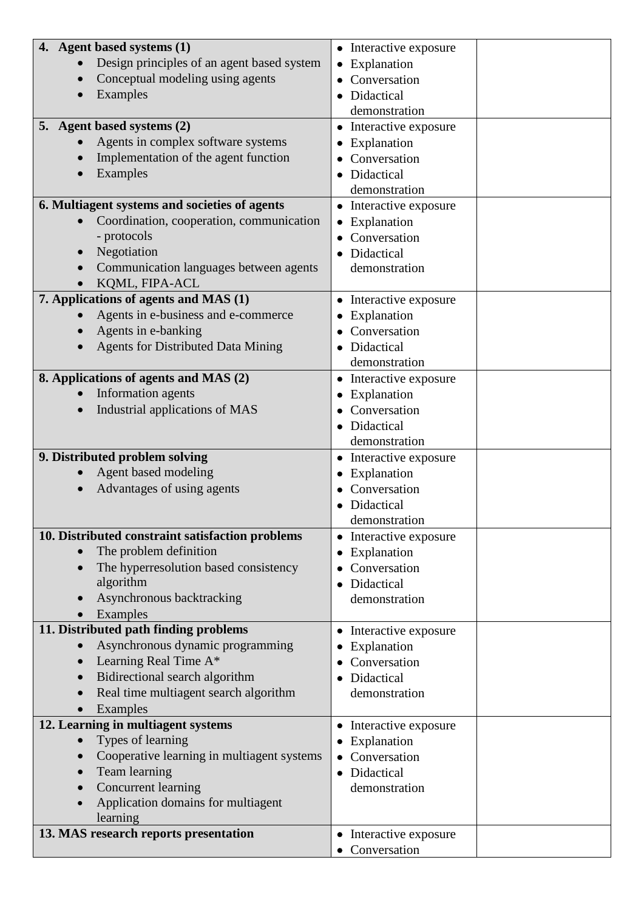| | | |
|---|---|---|
| **4. Agent based systems (1)**<br>• Design principles of an agent based system<br>• Conceptual modeling using agents<br>• Examples | • Interactive exposure<br>• Explanation<br>• Conversation<br>• Didactical demonstration | |
| **5. Agent based systems (2)**<br>• Agents in complex software systems<br>• Implementation of the agent function<br>• Examples | • Interactive exposure<br>• Explanation<br>• Conversation<br>• Didactical demonstration | |
| **6. Multiagent systems and societies of agents**<br>• Coordination, cooperation, communication - protocols<br>• Negotiation<br>• Communication languages between agents<br>• KQML, FIPA-ACL | • Interactive exposure<br>• Explanation<br>• Conversation<br>• Didactical demonstration | |
| **7. Applications of agents and MAS (1)**<br>• Agents in e-business and e-commerce<br>• Agents in e-banking<br>• Agents for Distributed Data Mining | • Interactive exposure<br>• Explanation<br>• Conversation<br>• Didactical demonstration | |
| **8. Applications of agents and MAS (2)**<br>• Information agents<br>• Industrial applications of MAS | • Interactive exposure<br>• Explanation<br>• Conversation<br>• Didactical demonstration | |
| **9. Distributed problem solving**<br>• Agent based modeling<br>• Advantages of using agents | • Interactive exposure<br>• Explanation<br>• Conversation<br>• Didactical demonstration | |
| **10. Distributed constraint satisfaction problems**<br>• The problem definition<br>• The hyperresolution based consistency algorithm<br>• Asynchronous backtracking<br>• Examples | • Interactive exposure<br>• Explanation<br>• Conversation<br>• Didactical demonstration | |
| **11. Distributed path finding problems**<br>• Asynchronous dynamic programming<br>• Learning Real Time A*<br>• Bidirectional search algorithm<br>• Real time multiagent search algorithm<br>• Examples | • Interactive exposure<br>• Explanation<br>• Conversation<br>• Didactical demonstration | |
| **12. Learning in multiagent systems**<br>• Types of learning<br>• Cooperative learning in multiagent systems<br>• Team learning<br>• Concurrent learning<br>• Application domains for multiagent learning | • Interactive exposure<br>• Explanation<br>• Conversation<br>• Didactical demonstration | |
| **13. MAS research reports presentation** | • Interactive exposure<br>• Conversation | |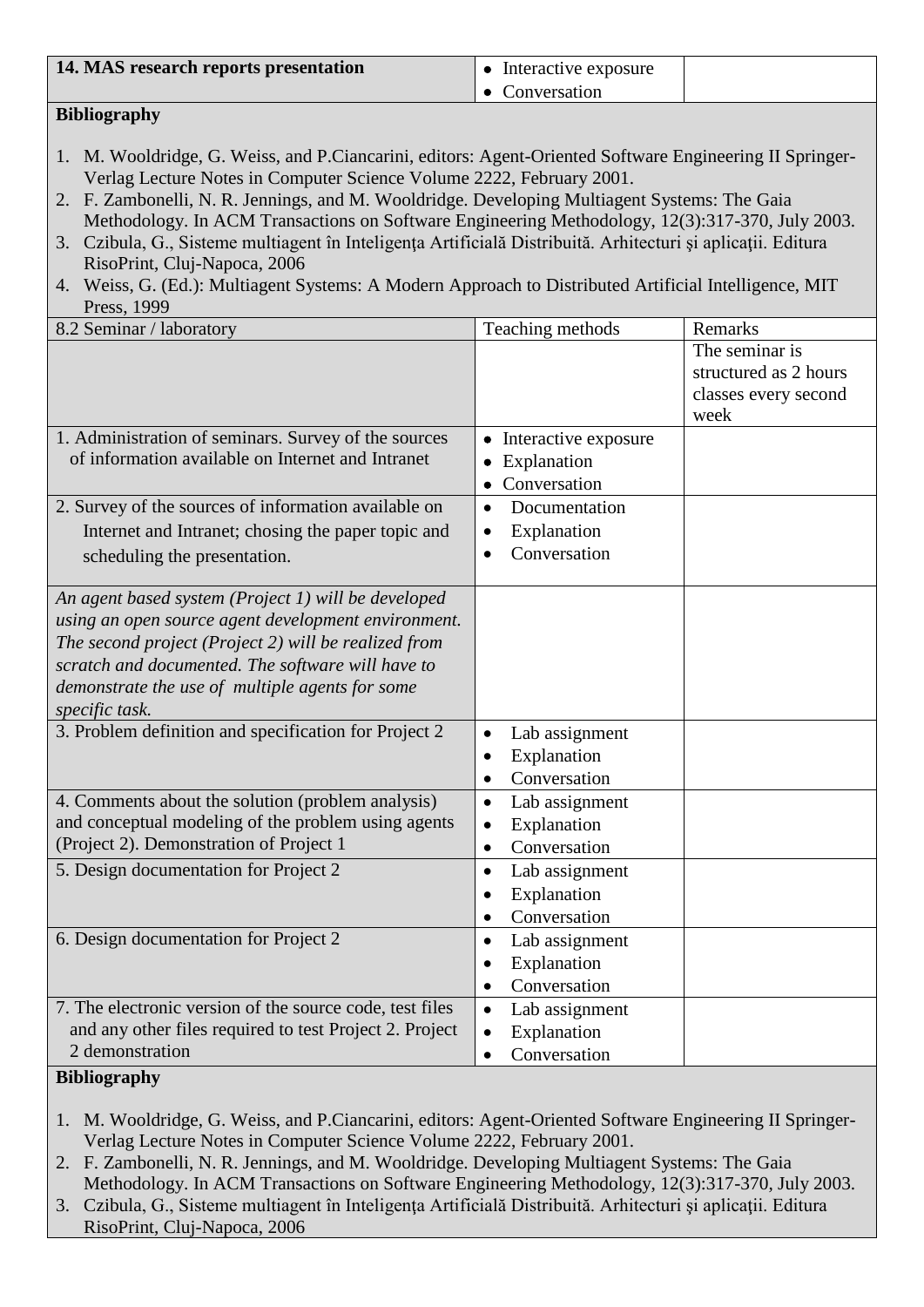| **14. MAS research reports presentation** | • Interactive exposure<br>• Conversation | |
|---|---|---|

**Bibliography**

1. M. Wooldridge, G. Weiss, and P.Ciancarini, editors: Agent-Oriented Software Engineering II Springer-Verlag Lecture Notes in Computer Science Volume 2222, February 2001.
2. F. Zambonelli, N. R. Jennings, and M. Wooldridge. Developing Multiagent Systems: The Gaia Methodology. In ACM Transactions on Software Engineering Methodology, 12(3):317-370, July 2003.
3. Czibula, G., Sisteme multiagent în Inteligenţa Artificială Distribuită. Arhitecturi şi aplicaţii. Editura RisoPrint, Cluj-Napoca, 2006
4. Weiss, G. (Ed.): Multiagent Systems: A Modern Approach to Distributed Artificial Intelligence, MIT Press, 1999

| 8.2 Seminar / laboratory | Teaching methods | Remarks |
|---|---|---|
| | | The seminar is structured as 2 hours classes every second week |
| 1. Administration of seminars. Survey of the sources of information available on Internet and Intranet | • Interactive exposure<br>• Explanation<br>• Conversation | |
| 2. Survey of the sources of information available on Internet and Intranet; chosing the paper topic and scheduling the presentation. | • Documentation<br>• Explanation<br>• Conversation | |
| *An agent based system (Project 1) will be developed using an open source agent development environment. The second project (Project 2) will be realized from scratch and documented. The software will have to demonstrate the use of multiple agents for some specific task.* | | |
| 3. Problem definition and specification for Project 2 | • Lab assignment<br>• Explanation<br>• Conversation | |
| 4. Comments about the solution (problem analysis) and conceptual modeling of the problem using agents (Project 2). Demonstration of Project 1 | • Lab assignment<br>• Explanation<br>• Conversation | |
| 5. Design documentation for Project 2 | • Lab assignment<br>• Explanation<br>• Conversation | |
| 6. Design documentation for Project 2 | • Lab assignment<br>• Explanation<br>• Conversation | |
| 7. The electronic version of the source code, test files and any other files required to test Project 2. Project 2 demonstration | • Lab assignment<br>• Explanation<br>• Conversation | |

**Bibliography**

1. M. Wooldridge, G. Weiss, and P.Ciancarini, editors: Agent-Oriented Software Engineering II Springer-Verlag Lecture Notes in Computer Science Volume 2222, February 2001.
2. F. Zambonelli, N. R. Jennings, and M. Wooldridge. Developing Multiagent Systems: The Gaia Methodology. In ACM Transactions on Software Engineering Methodology, 12(3):317-370, July 2003.
3. Czibula, G., Sisteme multiagent în Inteligenţa Artificială Distribuită. Arhitecturi şi aplicaţii. Editura RisoPrint, Cluj-Napoca, 2006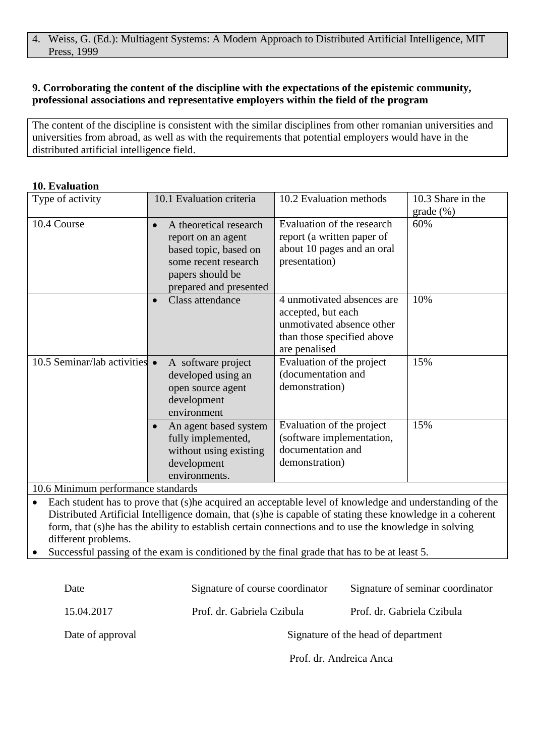4. Weiss, G. (Ed.): Multiagent Systems: A Modern Approach to Distributed Artificial Intelligence, MIT Press, 1999

**9. Corroborating the content of the discipline with the expectations of the epistemic community, professional associations and representative employers within the field of the program**

The content of the discipline is consistent with the similar disciplines from other romanian universities and universities from abroad, as well as with the requirements that potential employers would have in the distributed artificial intelligence field.

**10. Evaluation**

| Type of activity | 10.1 Evaluation criteria | 10.2 Evaluation methods | 10.3 Share in the grade (%) |
|---|---|---|---|
| 10.4 Course | • A theoretical research report on an agent based topic, based on some recent research papers should be prepared and presented | Evaluation of the research report (a written paper of about 10 pages and an oral presentation) | 60% |
| | • Class attendance | 4 unmotivated absences are accepted, but each unmotivated absence other than those specified above are penalised | 10% |
| 10.5 Seminar/lab activities | • A software project developed using an open source agent development environment | Evaluation of the project (documentation and demonstration) | 15% |
| | • An agent based system fully implemented, without using existing development environments. | Evaluation of the project (software implementation, documentation and demonstration) | 15% |
| 10.6 Minimum performance standards | | | |

- Each student has to prove that (s)he acquired an acceptable level of knowledge and understanding of the Distributed Artificial Intelligence domain, that (s)he is capable of stating these knowledge in a coherent form, that (s)he has the ability to establish certain connections and to use the knowledge in solving different problems.
- Successful passing of the exam is conditioned by the final grade that has to be at least 5.

| Date | Signature of course coordinator | Signature of seminar coordinator |
|---|---|---|
| 15.04.2017 | Prof. dr. Gabriela Czibula | Prof. dr. Gabriela Czibula |

Date of approval

Signature of the head of department

Prof. dr. Andreica Anca